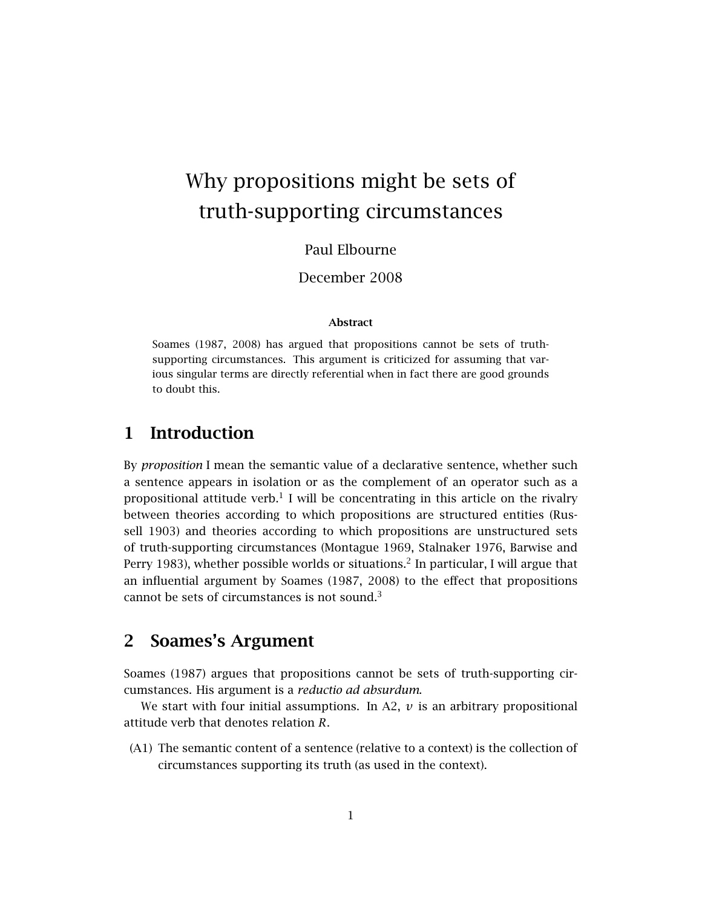# Why propositions might be sets of truth-supporting circumstances

Paul Elbourne

December 2008

**Abstract**

Soames (1987, 2008) has argued that propositions cannot be sets of truth-supporting circumstances. This argument is criticized for assuming that various singular terms are directly referential when in fact there are good grounds to doubt this.

## 1 Introduction

By *proposition* I mean the semantic value of a declarative sentence, whether such a sentence appears in isolation or as the complement of an operator such as a propositional attitude verb.[1] I will be concentrating in this article on the rivalry between theories according to which propositions are structured entities (Russell 1903) and theories according to which propositions are unstructured sets of truth-supporting circumstances (Montague 1969, Stalnaker 1976, Barwise and Perry 1983), whether possible worlds or situations.[2] In particular, I will argue that an influential argument by Soames (1987, 2008) to the effect that propositions cannot be sets of circumstances is not sound.[3]

## 2 Soames's Argument

Soames (1987) argues that propositions cannot be sets of truth-supporting circumstances. His argument is a *reductio ad absurdum*.

We start with four initial assumptions. In A2, $v$ is an arbitrary propositional attitude verb that denotes relation $R$.

(A1) The semantic content of a sentence (relative to a context) is the collection of circumstances supporting its truth (as used in the context).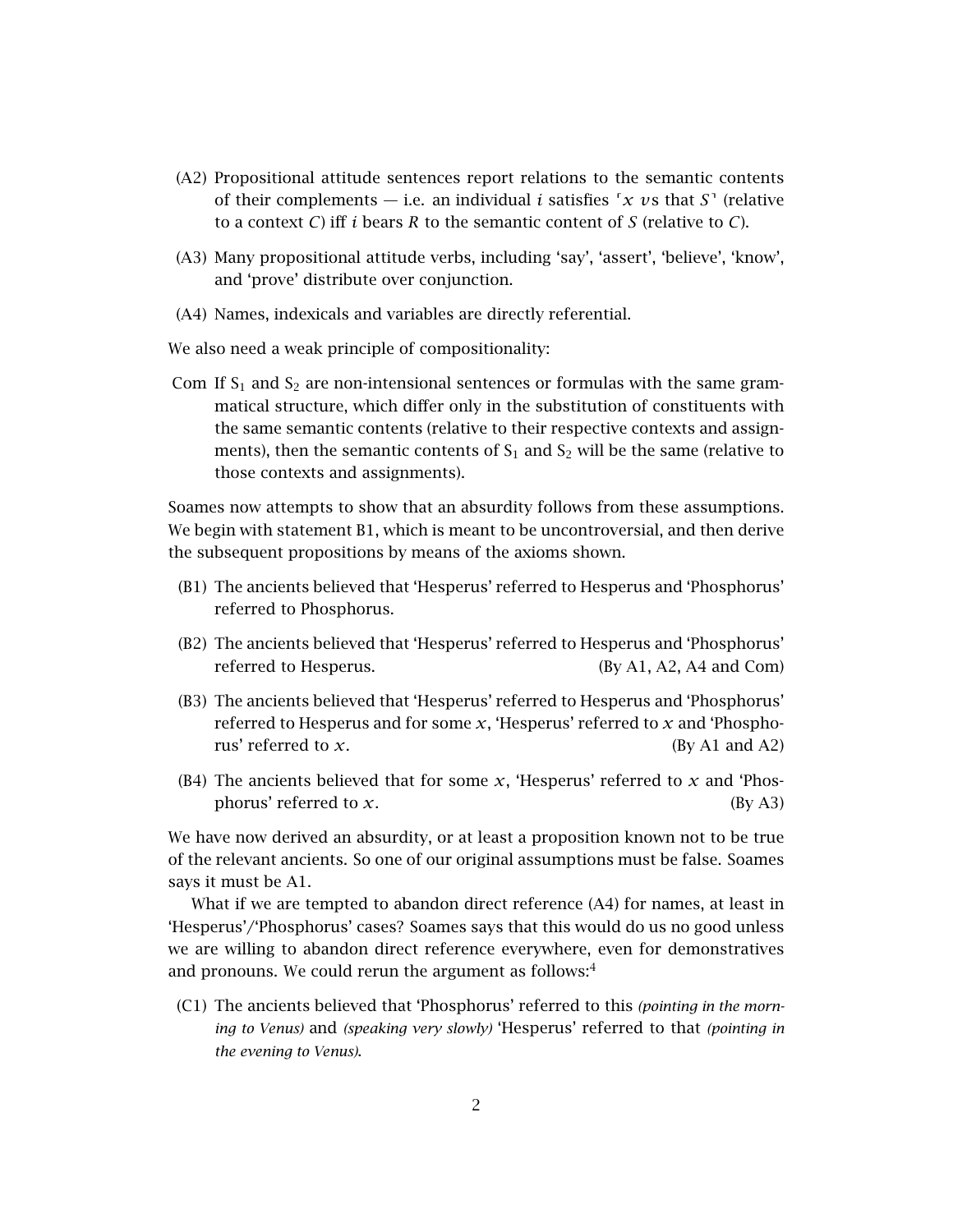(A2) Propositional attitude sentences report relations to the semantic contents of their complements — i.e. an individual $i$ satisfies ⌜$x$ $v$s that $S$⌝ (relative to a context $C$) iff $i$ bears $R$ to the semantic content of $S$ (relative to $C$).

(A3) Many propositional attitude verbs, including 'say', 'assert', 'believe', 'know', and 'prove' distribute over conjunction.

(A4) Names, indexicals and variables are directly referential.

We also need a weak principle of compositionality:

Com If $S_1$ and $S_2$ are non-intensional sentences or formulas with the same grammatical structure, which differ only in the substitution of constituents with the same semantic contents (relative to their respective contexts and assignments), then the semantic contents of $S_1$ and $S_2$ will be the same (relative to those contexts and assignments).

Soames now attempts to show that an absurdity follows from these assumptions. We begin with statement B1, which is meant to be uncontroversial, and then derive the subsequent propositions by means of the axioms shown.

(B1) The ancients believed that 'Hesperus' referred to Hesperus and 'Phosphorus' referred to Phosphorus.

(B2) The ancients believed that 'Hesperus' referred to Hesperus and 'Phosphorus' referred to Hesperus. (By A1, A2, A4 and Com)

(B3) The ancients believed that 'Hesperus' referred to Hesperus and 'Phosphorus' referred to Hesperus and for some $x$, 'Hesperus' referred to $x$ and 'Phosphorus' referred to $x$. (By A1 and A2)

(B4) The ancients believed that for some $x$, 'Hesperus' referred to $x$ and 'Phosphorus' referred to $x$. (By A3)

We have now derived an absurdity, or at least a proposition known not to be true of the relevant ancients. So one of our original assumptions must be false. Soames says it must be A1.

What if we are tempted to abandon direct reference (A4) for names, at least in 'Hesperus'/'Phosphorus' cases? Soames says that this would do us no good unless we are willing to abandon direct reference everywhere, even for demonstratives and pronouns. We could rerun the argument as follows:[4]

(C1) The ancients believed that 'Phosphorus' referred to this *(pointing in the morning to Venus)* and *(speaking very slowly)* 'Hesperus' referred to that *(pointing in the evening to Venus)*.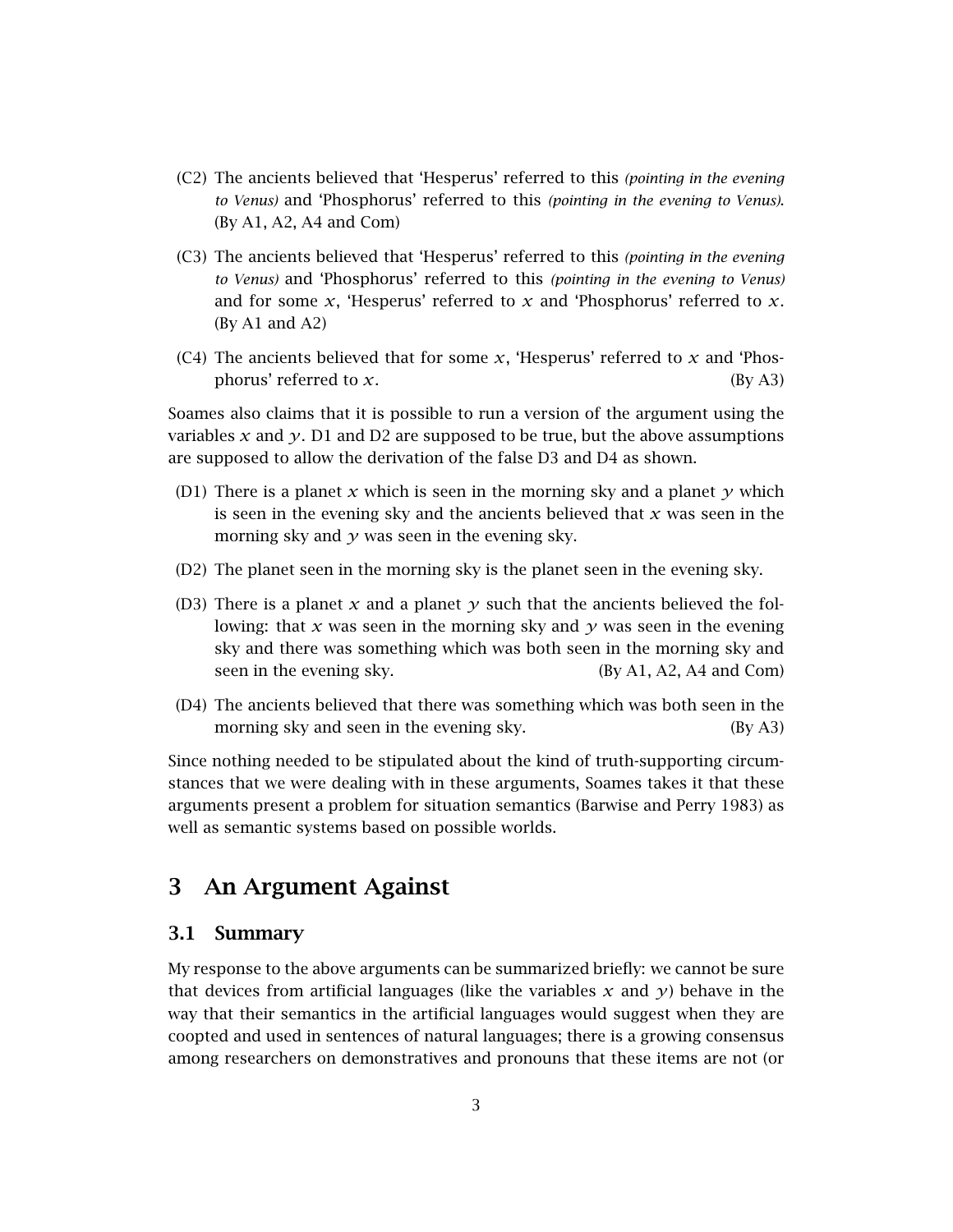(C2) The ancients believed that ‘Hesperus’ referred to this *(pointing in the evening to Venus)* and ‘Phosphorus’ referred to this *(pointing in the evening to Venus)*. (By A1, A2, A4 and Com)

(C3) The ancients believed that ‘Hesperus’ referred to this *(pointing in the evening to Venus)* and ‘Phosphorus’ referred to this *(pointing in the evening to Venus)* and for some $x$, ‘Hesperus’ referred to $x$ and ‘Phosphorus’ referred to $x$. (By A1 and A2)

(C4) The ancients believed that for some $x$, ‘Hesperus’ referred to $x$ and ‘Phosphorus’ referred to $x$. (By A3)

Soames also claims that it is possible to run a version of the argument using the variables $x$ and $y$. D1 and D2 are supposed to be true, but the above assumptions are supposed to allow the derivation of the false D3 and D4 as shown.

(D1) There is a planet $x$ which is seen in the morning sky and a planet $y$ which is seen in the evening sky and the ancients believed that $x$ was seen in the morning sky and $y$ was seen in the evening sky.

(D2) The planet seen in the morning sky is the planet seen in the evening sky.

(D3) There is a planet $x$ and a planet $y$ such that the ancients believed the following: that $x$ was seen in the morning sky and $y$ was seen in the evening sky and there was something which was both seen in the morning sky and seen in the evening sky. (By A1, A2, A4 and Com)

(D4) The ancients believed that there was something which was both seen in the morning sky and seen in the evening sky. (By A3)

Since nothing needed to be stipulated about the kind of truth-supporting circumstances that we were dealing with in these arguments, Soames takes it that these arguments present a problem for situation semantics (Barwise and Perry 1983) as well as semantic systems based on possible worlds.

## 3 An Argument Against

### 3.1 Summary

My response to the above arguments can be summarized briefly: we cannot be sure that devices from artificial languages (like the variables $x$ and $y$) behave in the way that their semantics in the artificial languages would suggest when they are coopted and used in sentences of natural languages; there is a growing consensus among researchers on demonstratives and pronouns that these items are not (or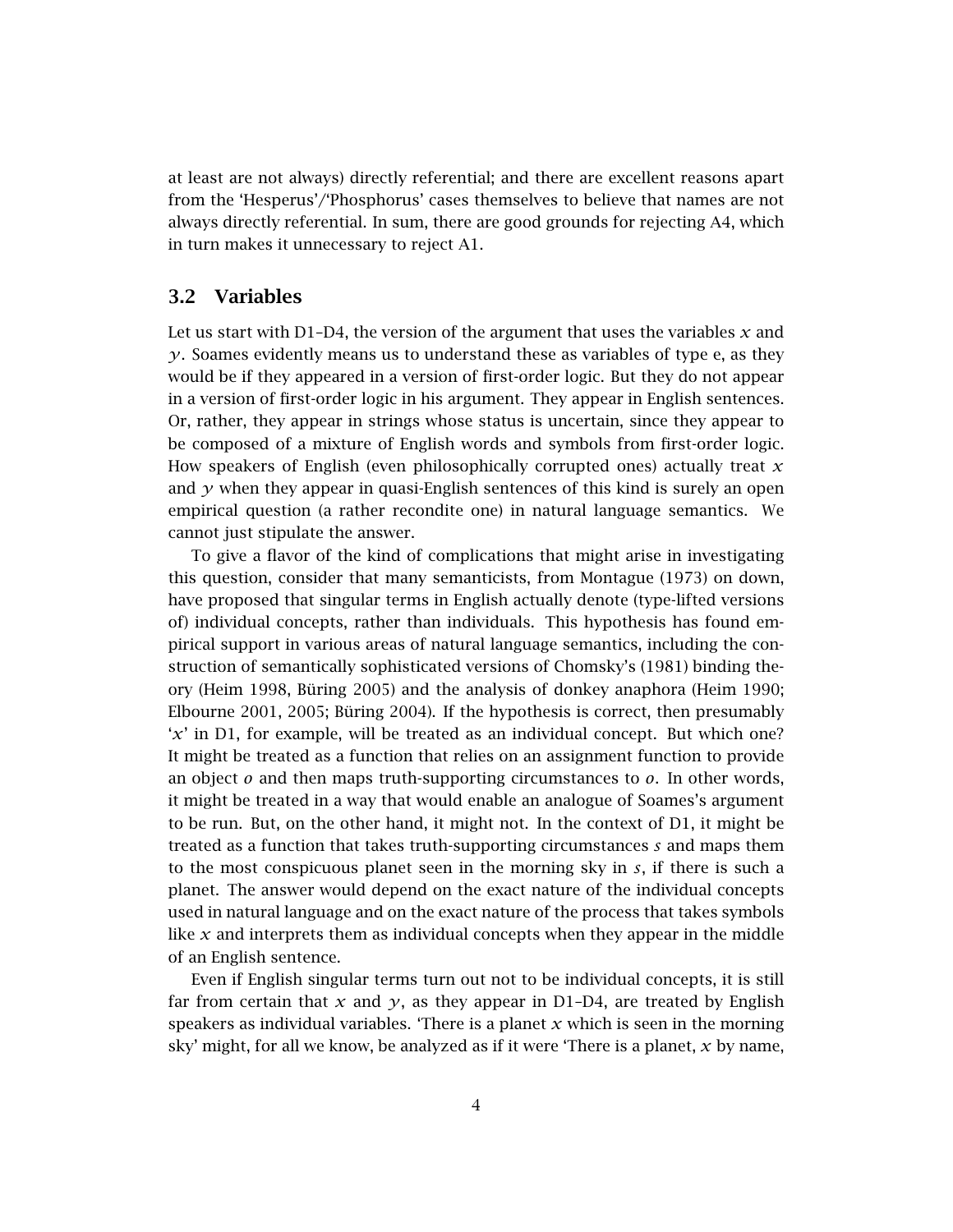at least are not always) directly referential; and there are excellent reasons apart from the 'Hesperus'/'Phosphorus' cases themselves to believe that names are not always directly referential. In sum, there are good grounds for rejecting A4, which in turn makes it unnecessary to reject A1.

## 3.2 Variables

Let us start with D1–D4, the version of the argument that uses the variables $x$ and $y$. Soames evidently means us to understand these as variables of type e, as they would be if they appeared in a version of first-order logic. But they do not appear in a version of first-order logic in his argument. They appear in English sentences. Or, rather, they appear in strings whose status is uncertain, since they appear to be composed of a mixture of English words and symbols from first-order logic. How speakers of English (even philosophically corrupted ones) actually treat $x$ and $y$ when they appear in quasi-English sentences of this kind is surely an open empirical question (a rather recondite one) in natural language semantics. We cannot just stipulate the answer.

To give a flavor of the kind of complications that might arise in investigating this question, consider that many semanticists, from Montague (1973) on down, have proposed that singular terms in English actually denote (type-lifted versions of) individual concepts, rather than individuals. This hypothesis has found empirical support in various areas of natural language semantics, including the construction of semantically sophisticated versions of Chomsky's (1981) binding theory (Heim 1998, Büring 2005) and the analysis of donkey anaphora (Heim 1990; Elbourne 2001, 2005; Büring 2004). If the hypothesis is correct, then presumably '$x$' in D1, for example, will be treated as an individual concept. But which one? It might be treated as a function that relies on an assignment function to provide an object $o$ and then maps truth-supporting circumstances to $o$. In other words, it might be treated in a way that would enable an analogue of Soames's argument to be run. But, on the other hand, it might not. In the context of D1, it might be treated as a function that takes truth-supporting circumstances $s$ and maps them to the most conspicuous planet seen in the morning sky in $s$, if there is such a planet. The answer would depend on the exact nature of the individual concepts used in natural language and on the exact nature of the process that takes symbols like $x$ and interprets them as individual concepts when they appear in the middle of an English sentence.

Even if English singular terms turn out not to be individual concepts, it is still far from certain that $x$ and $y$, as they appear in D1–D4, are treated by English speakers as individual variables. 'There is a planet $x$ which is seen in the morning sky' might, for all we know, be analyzed as if it were 'There is a planet, $x$ by name,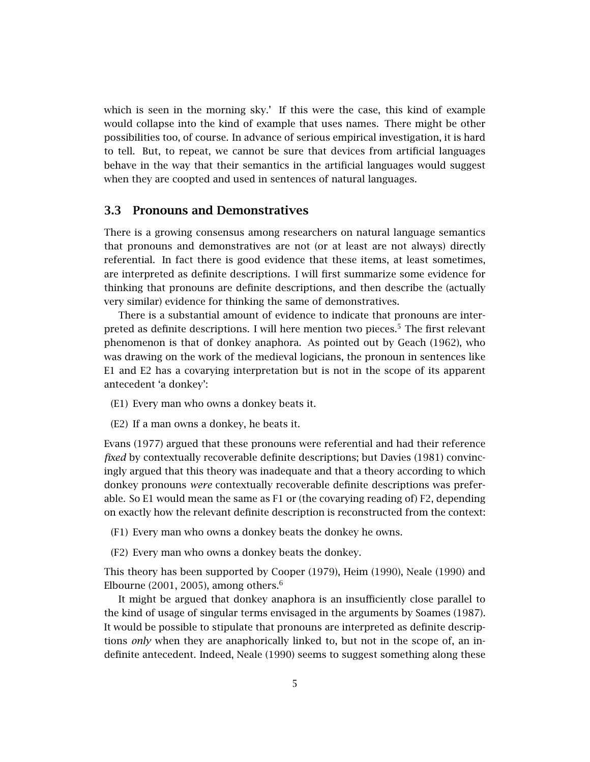which is seen in the morning sky.' If this were the case, this kind of example would collapse into the kind of example that uses names. There might be other possibilities too, of course. In advance of serious empirical investigation, it is hard to tell. But, to repeat, we cannot be sure that devices from artificial languages behave in the way that their semantics in the artificial languages would suggest when they are coopted and used in sentences of natural languages.

## 3.3 Pronouns and Demonstratives

There is a growing consensus among researchers on natural language semantics that pronouns and demonstratives are not (or at least are not always) directly referential. In fact there is good evidence that these items, at least sometimes, are interpreted as definite descriptions. I will first summarize some evidence for thinking that pronouns are definite descriptions, and then describe the (actually very similar) evidence for thinking the same of demonstratives.

There is a substantial amount of evidence to indicate that pronouns are interpreted as definite descriptions. I will here mention two pieces.[5] The first relevant phenomenon is that of donkey anaphora. As pointed out by Geach (1962), who was drawing on the work of the medieval logicians, the pronoun in sentences like E1 and E2 has a covarying interpretation but is not in the scope of its apparent antecedent 'a donkey':

(E1) Every man who owns a donkey beats it.

(E2) If a man owns a donkey, he beats it.

Evans (1977) argued that these pronouns were referential and had their reference *fixed* by contextually recoverable definite descriptions; but Davies (1981) convincingly argued that this theory was inadequate and that a theory according to which donkey pronouns *were* contextually recoverable definite descriptions was preferable. So E1 would mean the same as F1 or (the covarying reading of) F2, depending on exactly how the relevant definite description is reconstructed from the context:

(F1) Every man who owns a donkey beats the donkey he owns.

(F2) Every man who owns a donkey beats the donkey.

This theory has been supported by Cooper (1979), Heim (1990), Neale (1990) and Elbourne (2001, 2005), among others.[6]

It might be argued that donkey anaphora is an insufficiently close parallel to the kind of usage of singular terms envisaged in the arguments by Soames (1987). It would be possible to stipulate that pronouns are interpreted as definite descriptions *only* when they are anaphorically linked to, but not in the scope of, an indefinite antecedent. Indeed, Neale (1990) seems to suggest something along these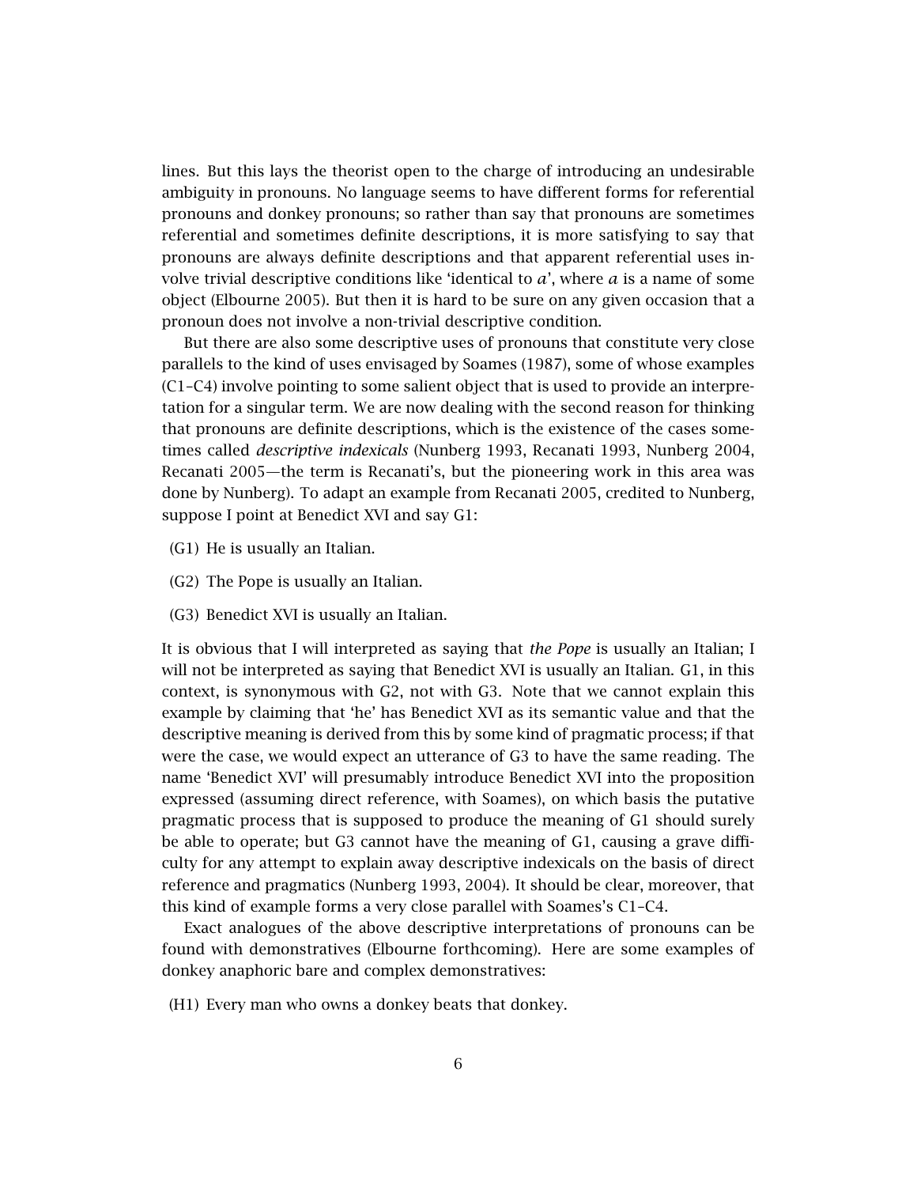lines. But this lays the theorist open to the charge of introducing an undesirable ambiguity in pronouns. No language seems to have different forms for referential pronouns and donkey pronouns; so rather than say that pronouns are sometimes referential and sometimes definite descriptions, it is more satisfying to say that pronouns are always definite descriptions and that apparent referential uses involve trivial descriptive conditions like 'identical to *a*', where *a* is a name of some object (Elbourne 2005). But then it is hard to be sure on any given occasion that a pronoun does not involve a non-trivial descriptive condition.

But there are also some descriptive uses of pronouns that constitute very close parallels to the kind of uses envisaged by Soames (1987), some of whose examples (C1–C4) involve pointing to some salient object that is used to provide an interpretation for a singular term. We are now dealing with the second reason for thinking that pronouns are definite descriptions, which is the existence of the cases sometimes called *descriptive indexicals* (Nunberg 1993, Recanati 1993, Nunberg 2004, Recanati 2005—the term is Recanati's, but the pioneering work in this area was done by Nunberg). To adapt an example from Recanati 2005, credited to Nunberg, suppose I point at Benedict XVI and say G1:

(G1) He is usually an Italian.

(G2) The Pope is usually an Italian.

(G3) Benedict XVI is usually an Italian.

It is obvious that I will interpreted as saying that *the Pope* is usually an Italian; I will not be interpreted as saying that Benedict XVI is usually an Italian. G1, in this context, is synonymous with G2, not with G3. Note that we cannot explain this example by claiming that 'he' has Benedict XVI as its semantic value and that the descriptive meaning is derived from this by some kind of pragmatic process; if that were the case, we would expect an utterance of G3 to have the same reading. The name 'Benedict XVI' will presumably introduce Benedict XVI into the proposition expressed (assuming direct reference, with Soames), on which basis the putative pragmatic process that is supposed to produce the meaning of G1 should surely be able to operate; but G3 cannot have the meaning of G1, causing a grave difficulty for any attempt to explain away descriptive indexicals on the basis of direct reference and pragmatics (Nunberg 1993, 2004). It should be clear, moreover, that this kind of example forms a very close parallel with Soames's C1–C4.

Exact analogues of the above descriptive interpretations of pronouns can be found with demonstratives (Elbourne forthcoming). Here are some examples of donkey anaphoric bare and complex demonstratives:

(H1) Every man who owns a donkey beats that donkey.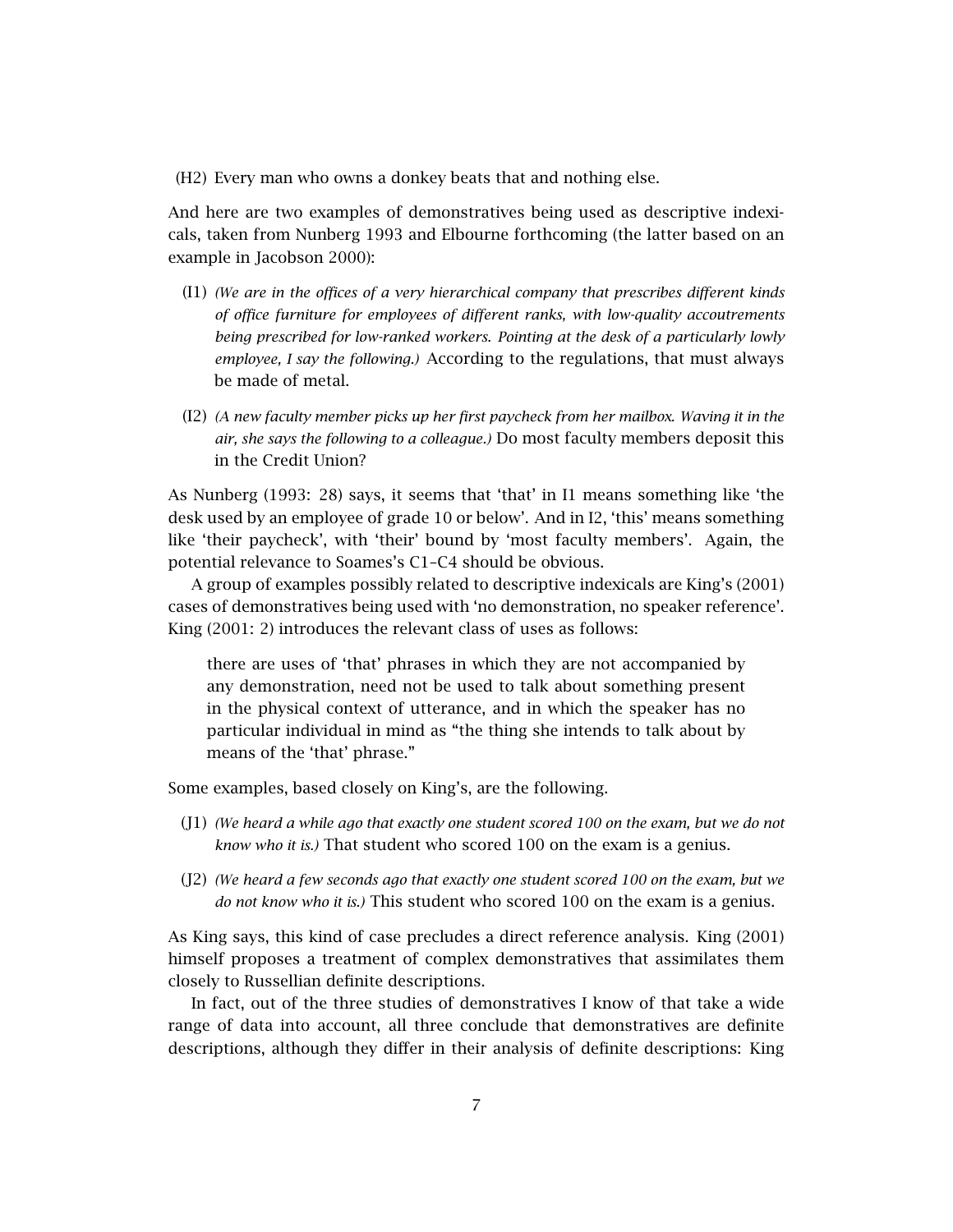(H2) Every man who owns a donkey beats that and nothing else.

And here are two examples of demonstratives being used as descriptive indexicals, taken from Nunberg 1993 and Elbourne forthcoming (the latter based on an example in Jacobson 2000):

(I1) *(We are in the offices of a very hierarchical company that prescribes different kinds of office furniture for employees of different ranks, with low-quality accoutrements being prescribed for low-ranked workers. Pointing at the desk of a particularly lowly employee, I say the following.)* According to the regulations, that must always be made of metal.

(I2) *(A new faculty member picks up her first paycheck from her mailbox. Waving it in the air, she says the following to a colleague.)* Do most faculty members deposit this in the Credit Union?

As Nunberg (1993: 28) says, it seems that 'that' in I1 means something like 'the desk used by an employee of grade 10 or below'. And in I2, 'this' means something like 'their paycheck', with 'their' bound by 'most faculty members'. Again, the potential relevance to Soames's C1–C4 should be obvious.

A group of examples possibly related to descriptive indexicals are King's (2001) cases of demonstratives being used with 'no demonstration, no speaker reference'. King (2001: 2) introduces the relevant class of uses as follows:

> there are uses of 'that' phrases in which they are not accompanied by any demonstration, need not be used to talk about something present in the physical context of utterance, and in which the speaker has no particular individual in mind as "the thing she intends to talk about by means of the 'that' phrase."

Some examples, based closely on King's, are the following.

(J1) *(We heard a while ago that exactly one student scored 100 on the exam, but we do not know who it is.)* That student who scored 100 on the exam is a genius.

(J2) *(We heard a few seconds ago that exactly one student scored 100 on the exam, but we do not know who it is.)* This student who scored 100 on the exam is a genius.

As King says, this kind of case precludes a direct reference analysis. King (2001) himself proposes a treatment of complex demonstratives that assimilates them closely to Russellian definite descriptions.

In fact, out of the three studies of demonstratives I know of that take a wide range of data into account, all three conclude that demonstratives are definite descriptions, although they differ in their analysis of definite descriptions: King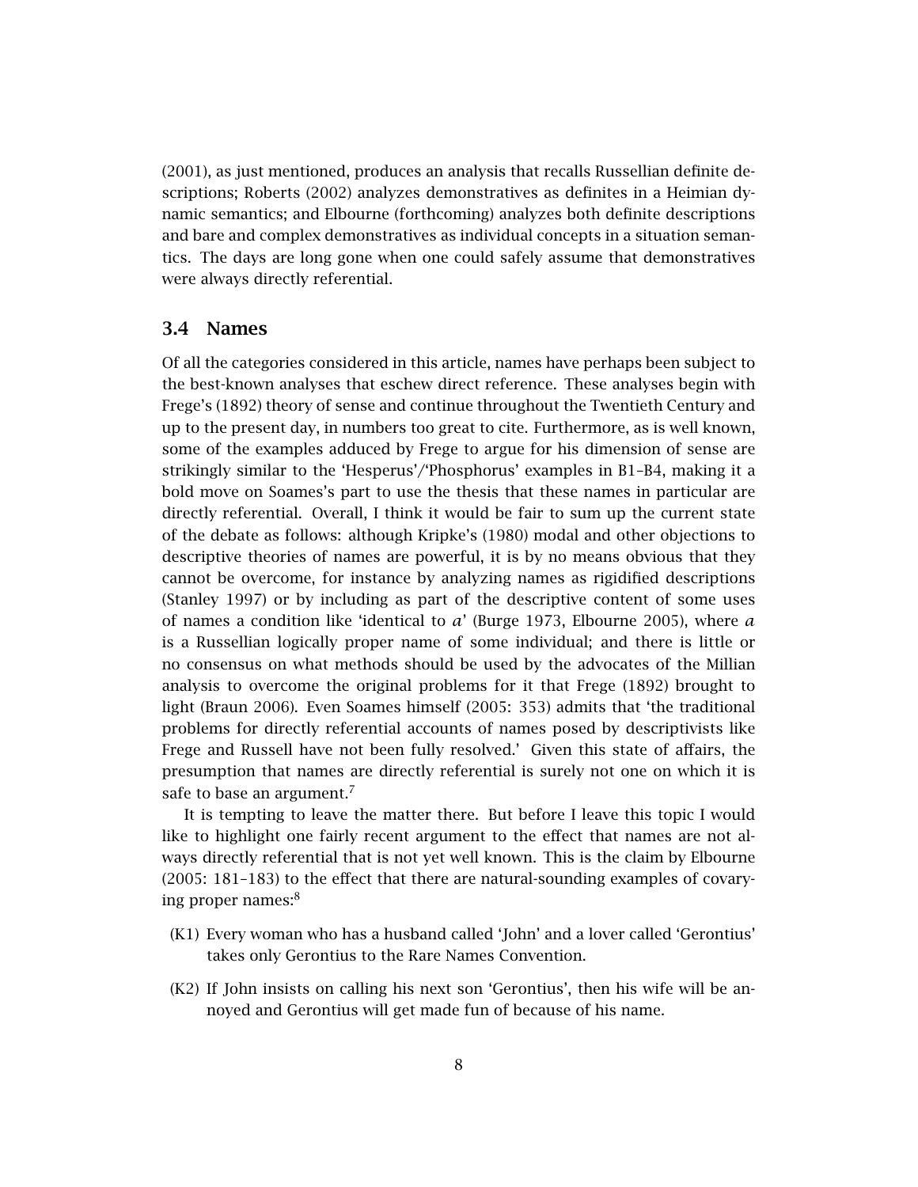(2001), as just mentioned, produces an analysis that recalls Russellian definite descriptions; Roberts (2002) analyzes demonstratives as definites in a Heimian dynamic semantics; and Elbourne (forthcoming) analyzes both definite descriptions and bare and complex demonstratives as individual concepts in a situation semantics. The days are long gone when one could safely assume that demonstratives were always directly referential.

## 3.4 Names

Of all the categories considered in this article, names have perhaps been subject to the best-known analyses that eschew direct reference. These analyses begin with Frege's (1892) theory of sense and continue throughout the Twentieth Century and up to the present day, in numbers too great to cite. Furthermore, as is well known, some of the examples adduced by Frege to argue for his dimension of sense are strikingly similar to the 'Hesperus'/'Phosphorus' examples in B1–B4, making it a bold move on Soames's part to use the thesis that these names in particular are directly referential. Overall, I think it would be fair to sum up the current state of the debate as follows: although Kripke's (1980) modal and other objections to descriptive theories of names are powerful, it is by no means obvious that they cannot be overcome, for instance by analyzing names as rigidified descriptions (Stanley 1997) or by including as part of the descriptive content of some uses of names a condition like 'identical to *a*' (Burge 1973, Elbourne 2005), where *a* is a Russellian logically proper name of some individual; and there is little or no consensus on what methods should be used by the advocates of the Millian analysis to overcome the original problems for it that Frege (1892) brought to light (Braun 2006). Even Soames himself (2005: 353) admits that 'the traditional problems for directly referential accounts of names posed by descriptivists like Frege and Russell have not been fully resolved.' Given this state of affairs, the presumption that names are directly referential is surely not one on which it is safe to base an argument.[7]

It is tempting to leave the matter there. But before I leave this topic I would like to highlight one fairly recent argument to the effect that names are not always directly referential that is not yet well known. This is the claim by Elbourne (2005: 181–183) to the effect that there are natural-sounding examples of covarying proper names:[8]

(K1) Every woman who has a husband called 'John' and a lover called 'Gerontius' takes only Gerontius to the Rare Names Convention.

(K2) If John insists on calling his next son 'Gerontius', then his wife will be annoyed and Gerontius will get made fun of because of his name.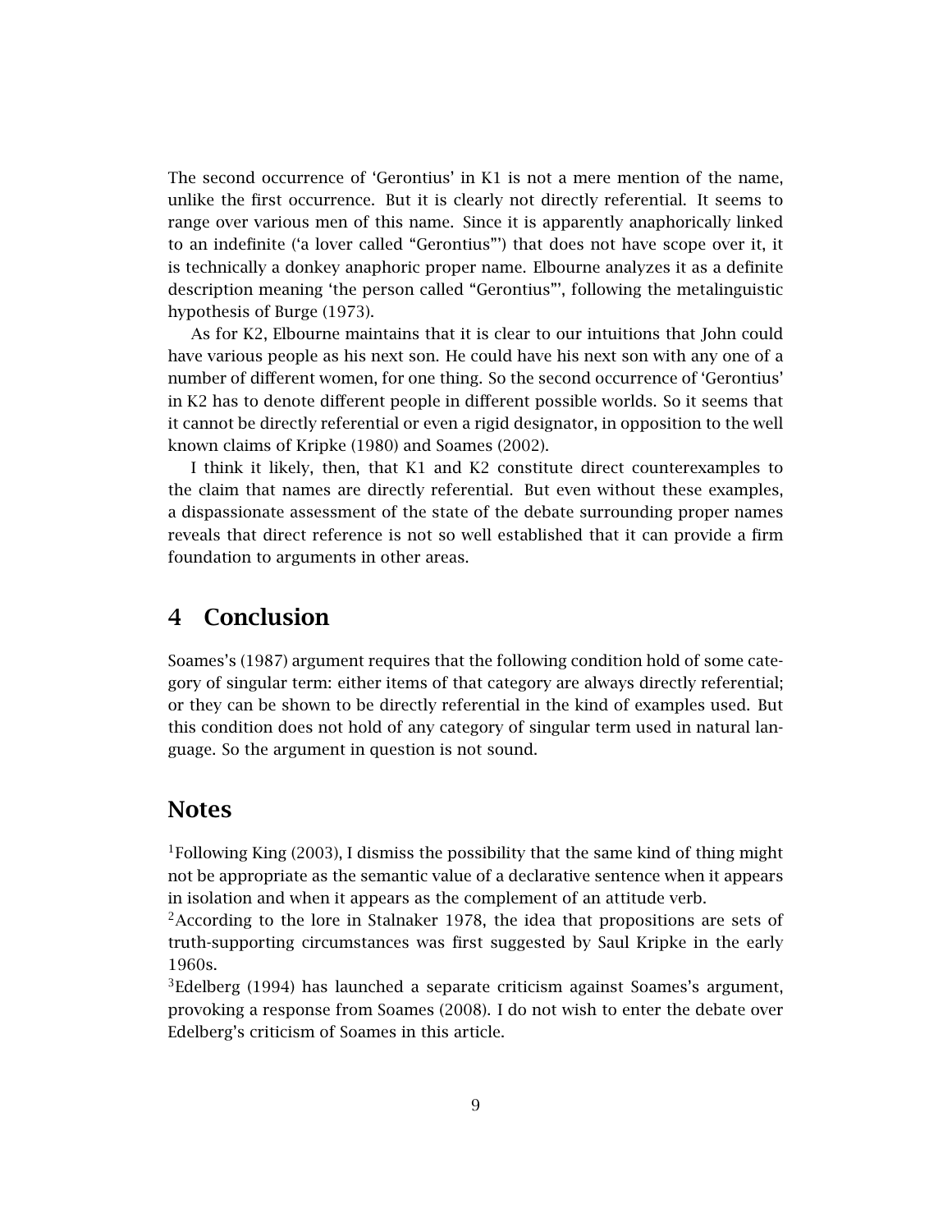The second occurrence of 'Gerontius' in K1 is not a mere mention of the name, unlike the first occurrence. But it is clearly not directly referential. It seems to range over various men of this name. Since it is apparently anaphorically linked to an indefinite ('a lover called "Gerontius"') that does not have scope over it, it is technically a donkey anaphoric proper name. Elbourne analyzes it as a definite description meaning 'the person called "Gerontius"', following the metalinguistic hypothesis of Burge (1973).

As for K2, Elbourne maintains that it is clear to our intuitions that John could have various people as his next son. He could have his next son with any one of a number of different women, for one thing. So the second occurrence of 'Gerontius' in K2 has to denote different people in different possible worlds. So it seems that it cannot be directly referential or even a rigid designator, in opposition to the well known claims of Kripke (1980) and Soames (2002).

I think it likely, then, that K1 and K2 constitute direct counterexamples to the claim that names are directly referential. But even without these examples, a dispassionate assessment of the state of the debate surrounding proper names reveals that direct reference is not so well established that it can provide a firm foundation to arguments in other areas.

## 4 Conclusion

Soames's (1987) argument requires that the following condition hold of some category of singular term: either items of that category are always directly referential; or they can be shown to be directly referential in the kind of examples used. But this condition does not hold of any category of singular term used in natural language. So the argument in question is not sound.

## Notes

[1]Following King (2003), I dismiss the possibility that the same kind of thing might not be appropriate as the semantic value of a declarative sentence when it appears in isolation and when it appears as the complement of an attitude verb.

[2]According to the lore in Stalnaker 1978, the idea that propositions are sets of truth-supporting circumstances was first suggested by Saul Kripke in the early 1960s.

[3]Edelberg (1994) has launched a separate criticism against Soames's argument, provoking a response from Soames (2008). I do not wish to enter the debate over Edelberg's criticism of Soames in this article.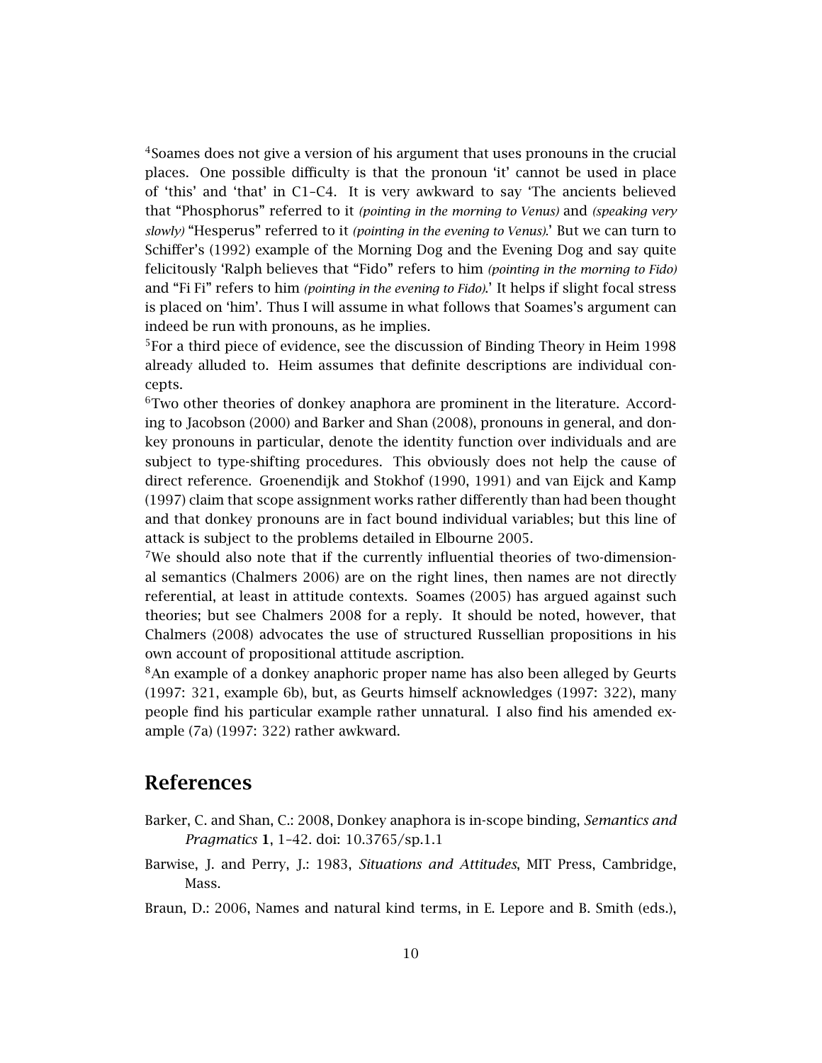[4]Soames does not give a version of his argument that uses pronouns in the crucial places. One possible difficulty is that the pronoun 'it' cannot be used in place of 'this' and 'that' in C1–C4. It is very awkward to say 'The ancients believed that "Phosphorus" referred to it *(pointing in the morning to Venus)* and *(speaking very slowly)* "Hesperus" referred to it *(pointing in the evening to Venus)*.' But we can turn to Schiffer's (1992) example of the Morning Dog and the Evening Dog and say quite felicitously 'Ralph believes that "Fido" refers to him *(pointing in the morning to Fido)* and "Fi Fi" refers to him *(pointing in the evening to Fido)*.' It helps if slight focal stress is placed on 'him'. Thus I will assume in what follows that Soames's argument can indeed be run with pronouns, as he implies.

[5]For a third piece of evidence, see the discussion of Binding Theory in Heim 1998 already alluded to. Heim assumes that definite descriptions are individual concepts.

[6]Two other theories of donkey anaphora are prominent in the literature. According to Jacobson (2000) and Barker and Shan (2008), pronouns in general, and donkey pronouns in particular, denote the identity function over individuals and are subject to type-shifting procedures. This obviously does not help the cause of direct reference. Groenendijk and Stokhof (1990, 1991) and van Eijck and Kamp (1997) claim that scope assignment works rather differently than had been thought and that donkey pronouns are in fact bound individual variables; but this line of attack is subject to the problems detailed in Elbourne 2005.

[7]We should also note that if the currently influential theories of two-dimensional semantics (Chalmers 2006) are on the right lines, then names are not directly referential, at least in attitude contexts. Soames (2005) has argued against such theories; but see Chalmers 2008 for a reply. It should be noted, however, that Chalmers (2008) advocates the use of structured Russellian propositions in his own account of propositional attitude ascription.

[8]An example of a donkey anaphoric proper name has also been alleged by Geurts (1997: 321, example 6b), but, as Geurts himself acknowledges (1997: 322), many people find his particular example rather unnatural. I also find his amended example (7a) (1997: 322) rather awkward.

## References

Barker, C. and Shan, C.: 2008, Donkey anaphora is in-scope binding, *Semantics and Pragmatics* **1**, 1–42. doi: 10.3765/sp.1.1

Barwise, J. and Perry, J.: 1983, *Situations and Attitudes*, MIT Press, Cambridge, Mass.

Braun, D.: 2006, Names and natural kind terms, in E. Lepore and B. Smith (eds.),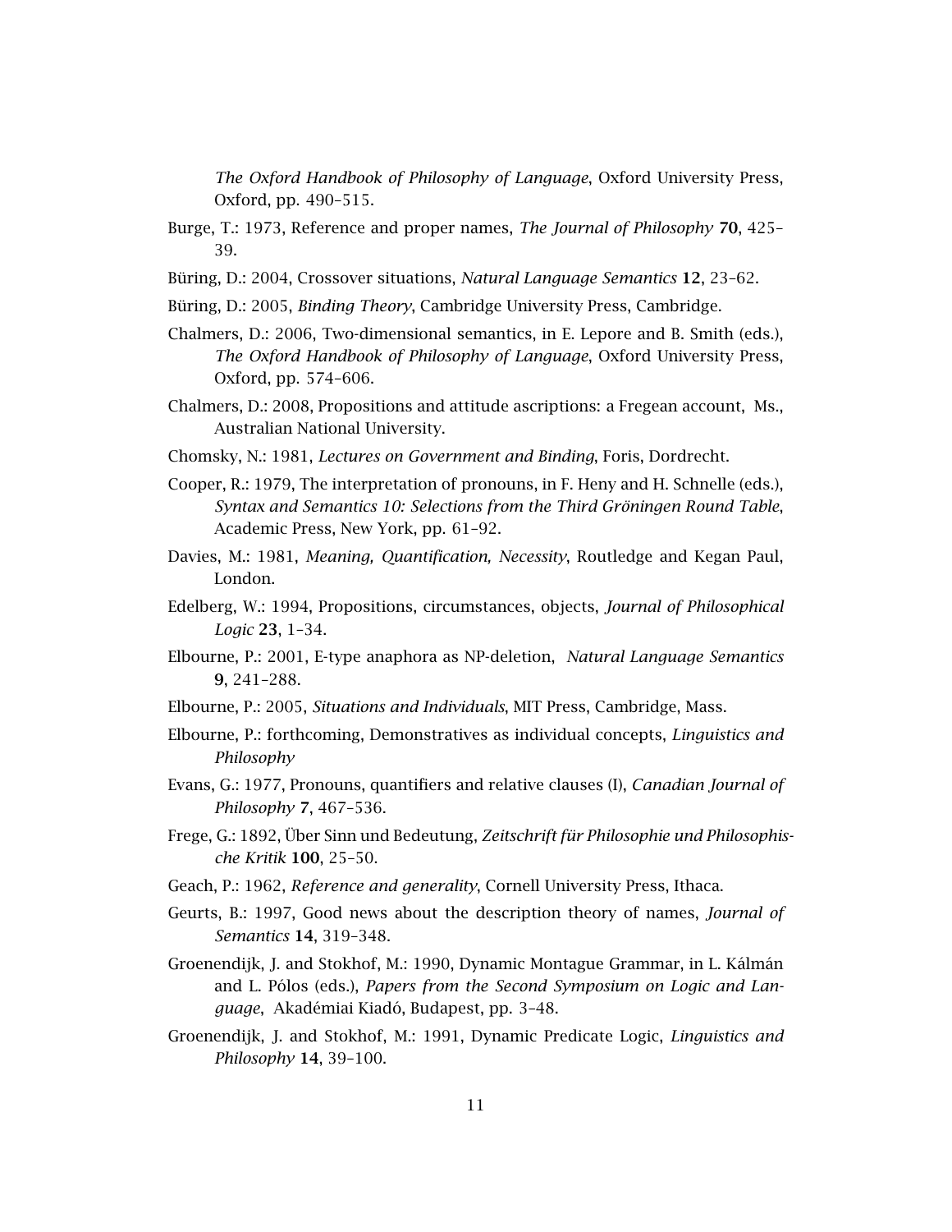*The Oxford Handbook of Philosophy of Language*, Oxford University Press, Oxford, pp. 490–515.

Burge, T.: 1973, Reference and proper names, *The Journal of Philosophy* **70**, 425–39.

Büring, D.: 2004, Crossover situations, *Natural Language Semantics* **12**, 23–62.

Büring, D.: 2005, *Binding Theory*, Cambridge University Press, Cambridge.

Chalmers, D.: 2006, Two-dimensional semantics, in E. Lepore and B. Smith (eds.), *The Oxford Handbook of Philosophy of Language*, Oxford University Press, Oxford, pp. 574–606.

Chalmers, D.: 2008, Propositions and attitude ascriptions: a Fregean account, Ms., Australian National University.

Chomsky, N.: 1981, *Lectures on Government and Binding*, Foris, Dordrecht.

Cooper, R.: 1979, The interpretation of pronouns, in F. Heny and H. Schnelle (eds.), *Syntax and Semantics 10: Selections from the Third Gröningen Round Table*, Academic Press, New York, pp. 61–92.

Davies, M.: 1981, *Meaning, Quantification, Necessity*, Routledge and Kegan Paul, London.

Edelberg, W.: 1994, Propositions, circumstances, objects, *Journal of Philosophical Logic* **23**, 1–34.

Elbourne, P.: 2001, E-type anaphora as NP-deletion, *Natural Language Semantics* **9**, 241–288.

Elbourne, P.: 2005, *Situations and Individuals*, MIT Press, Cambridge, Mass.

Elbourne, P.: forthcoming, Demonstratives as individual concepts, *Linguistics and Philosophy*

Evans, G.: 1977, Pronouns, quantifiers and relative clauses (I), *Canadian Journal of Philosophy* **7**, 467–536.

Frege, G.: 1892, Über Sinn und Bedeutung, *Zeitschrift für Philosophie und Philosophische Kritik* **100**, 25–50.

Geach, P.: 1962, *Reference and generality*, Cornell University Press, Ithaca.

Geurts, B.: 1997, Good news about the description theory of names, *Journal of Semantics* **14**, 319–348.

Groenendijk, J. and Stokhof, M.: 1990, Dynamic Montague Grammar, in L. Kálmán and L. Pólos (eds.), *Papers from the Second Symposium on Logic and Language*, Akadémiai Kiadó, Budapest, pp. 3–48.

Groenendijk, J. and Stokhof, M.: 1991, Dynamic Predicate Logic, *Linguistics and Philosophy* **14**, 39–100.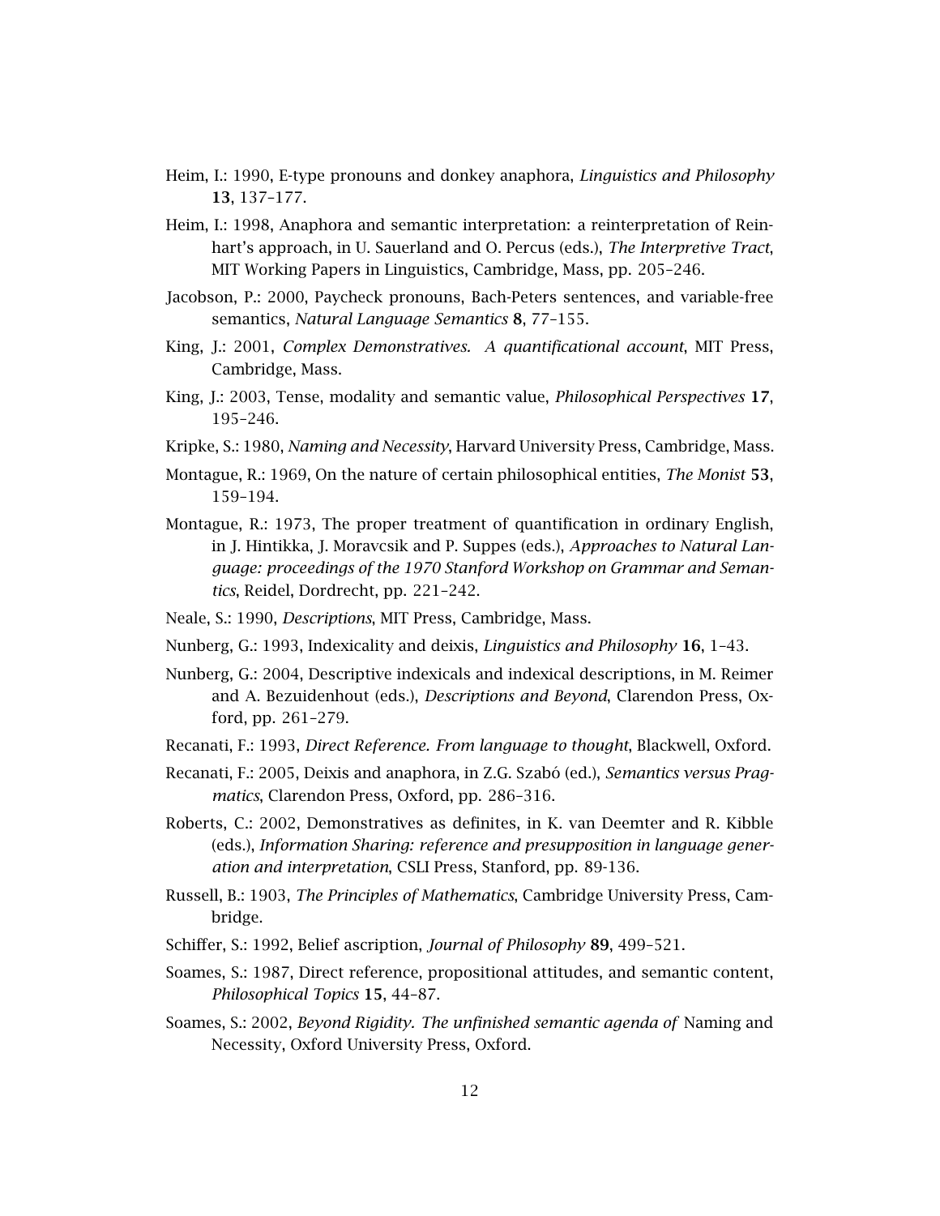Heim, I.: 1990, E-type pronouns and donkey anaphora, *Linguistics and Philosophy* **13**, 137–177.

Heim, I.: 1998, Anaphora and semantic interpretation: a reinterpretation of Reinhart's approach, in U. Sauerland and O. Percus (eds.), *The Interpretive Tract*, MIT Working Papers in Linguistics, Cambridge, Mass, pp. 205–246.

Jacobson, P.: 2000, Paycheck pronouns, Bach-Peters sentences, and variable-free semantics, *Natural Language Semantics* **8**, 77–155.

King, J.: 2001, *Complex Demonstratives. A quantificational account*, MIT Press, Cambridge, Mass.

King, J.: 2003, Tense, modality and semantic value, *Philosophical Perspectives* **17**, 195–246.

Kripke, S.: 1980, *Naming and Necessity*, Harvard University Press, Cambridge, Mass.

Montague, R.: 1969, On the nature of certain philosophical entities, *The Monist* **53**, 159–194.

Montague, R.: 1973, The proper treatment of quantification in ordinary English, in J. Hintikka, J. Moravcsik and P. Suppes (eds.), *Approaches to Natural Language: proceedings of the 1970 Stanford Workshop on Grammar and Semantics*, Reidel, Dordrecht, pp. 221–242.

Neale, S.: 1990, *Descriptions*, MIT Press, Cambridge, Mass.

Nunberg, G.: 1993, Indexicality and deixis, *Linguistics and Philosophy* **16**, 1–43.

Nunberg, G.: 2004, Descriptive indexicals and indexical descriptions, in M. Reimer and A. Bezuidenhout (eds.), *Descriptions and Beyond*, Clarendon Press, Oxford, pp. 261–279.

Recanati, F.: 1993, *Direct Reference. From language to thought*, Blackwell, Oxford.

Recanati, F.: 2005, Deixis and anaphora, in Z.G. Szabó (ed.), *Semantics versus Pragmatics*, Clarendon Press, Oxford, pp. 286–316.

Roberts, C.: 2002, Demonstratives as definites, in K. van Deemter and R. Kibble (eds.), *Information Sharing: reference and presupposition in language generation and interpretation*, CSLI Press, Stanford, pp. 89-136.

Russell, B.: 1903, *The Principles of Mathematics*, Cambridge University Press, Cambridge.

Schiffer, S.: 1992, Belief ascription, *Journal of Philosophy* **89**, 499–521.

Soames, S.: 1987, Direct reference, propositional attitudes, and semantic content, *Philosophical Topics* **15**, 44–87.

Soames, S.: 2002, *Beyond Rigidity. The unfinished semantic agenda of* Naming and Necessity, Oxford University Press, Oxford.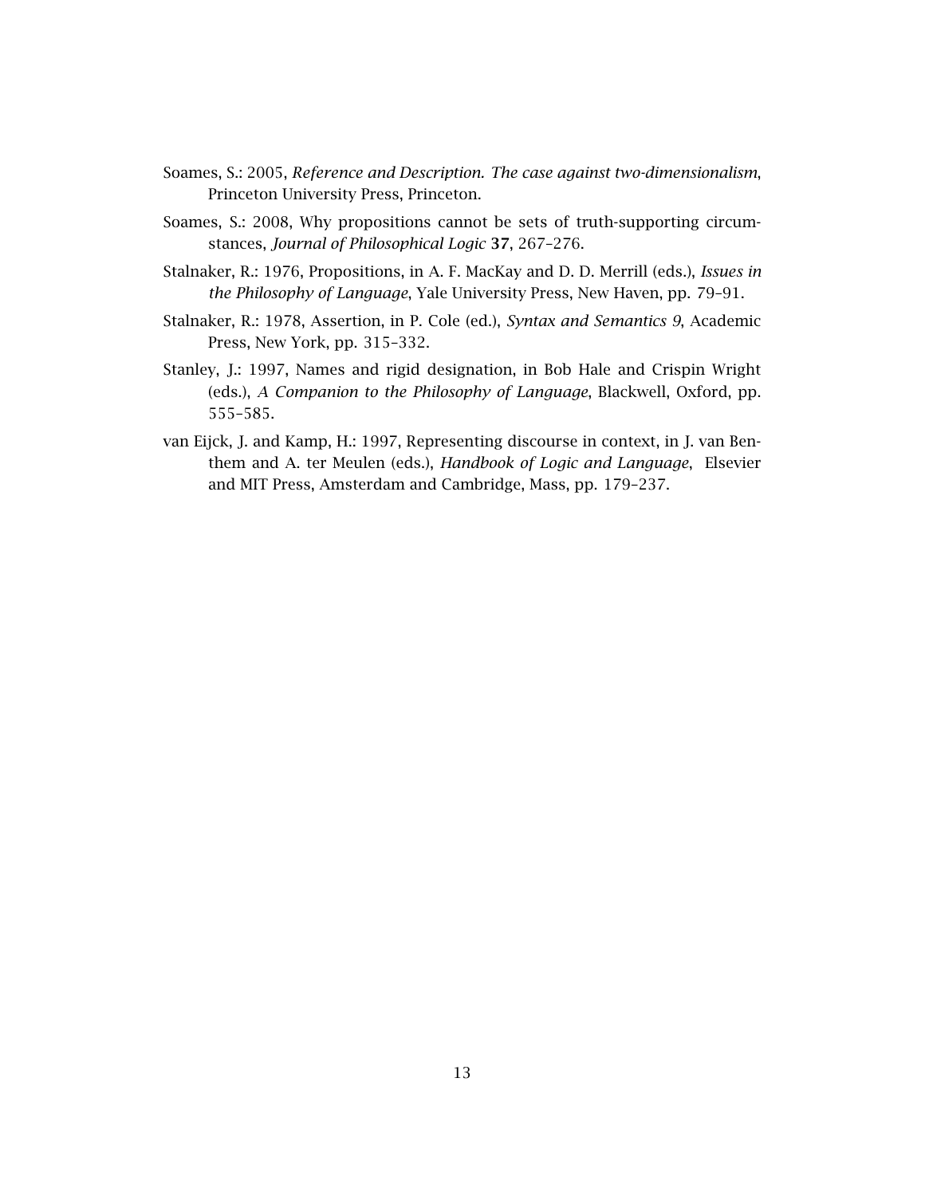Soames, S.: 2005, *Reference and Description. The case against two-dimensionalism*, Princeton University Press, Princeton.

Soames, S.: 2008, Why propositions cannot be sets of truth-supporting circumstances, *Journal of Philosophical Logic* **37**, 267–276.

Stalnaker, R.: 1976, Propositions, in A. F. MacKay and D. D. Merrill (eds.), *Issues in the Philosophy of Language*, Yale University Press, New Haven, pp. 79–91.

Stalnaker, R.: 1978, Assertion, in P. Cole (ed.), *Syntax and Semantics 9*, Academic Press, New York, pp. 315–332.

Stanley, J.: 1997, Names and rigid designation, in Bob Hale and Crispin Wright (eds.), *A Companion to the Philosophy of Language*, Blackwell, Oxford, pp. 555–585.

van Eijck, J. and Kamp, H.: 1997, Representing discourse in context, in J. van Benthem and A. ter Meulen (eds.), *Handbook of Logic and Language*, Elsevier and MIT Press, Amsterdam and Cambridge, Mass, pp. 179–237.